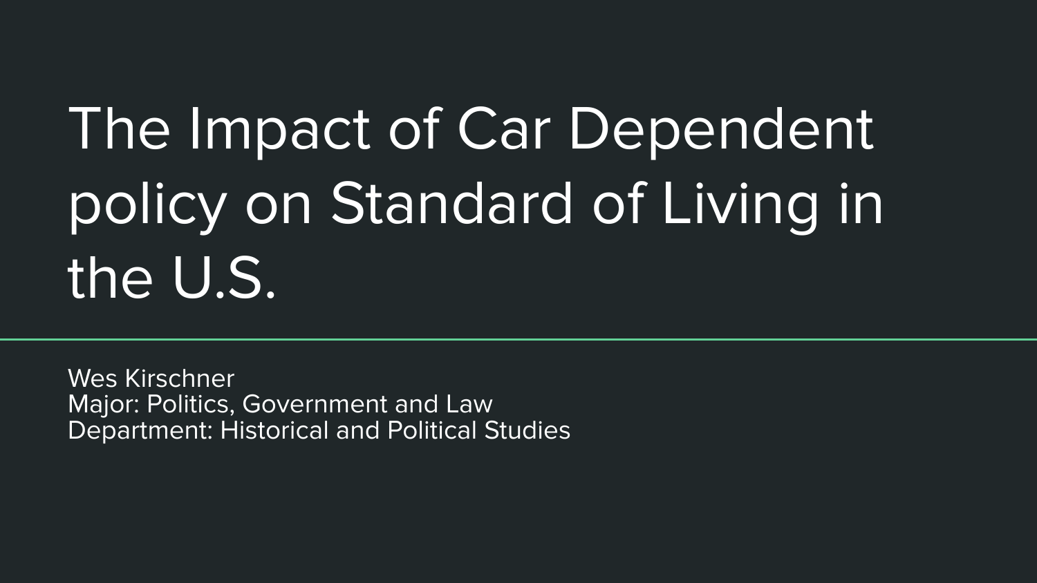# The Impact of Car Dependent policy on Standard of Living in the U.S.

Wes Kirschner
Major: Politics, Government and Law
Department: Historical and Political Studies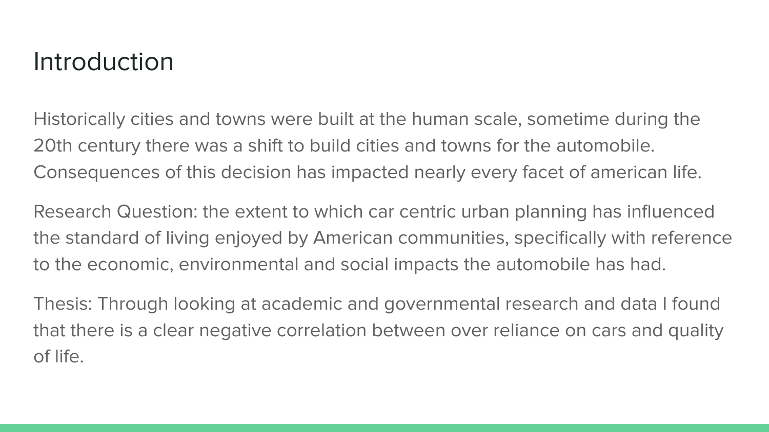# Introduction

Historically cities and towns were built at the human scale, sometime during the 20th century there was a shift to build cities and towns for the automobile. Consequences of this decision has impacted nearly every facet of american life.

Research Question: the extent to which car centric urban planning has influenced the standard of living enjoyed by American communities, specifically with reference to the economic, environmental and social impacts the automobile has had.

Thesis: Through looking at academic and governmental research and data I found that there is a clear negative correlation between over reliance on cars and quality of life.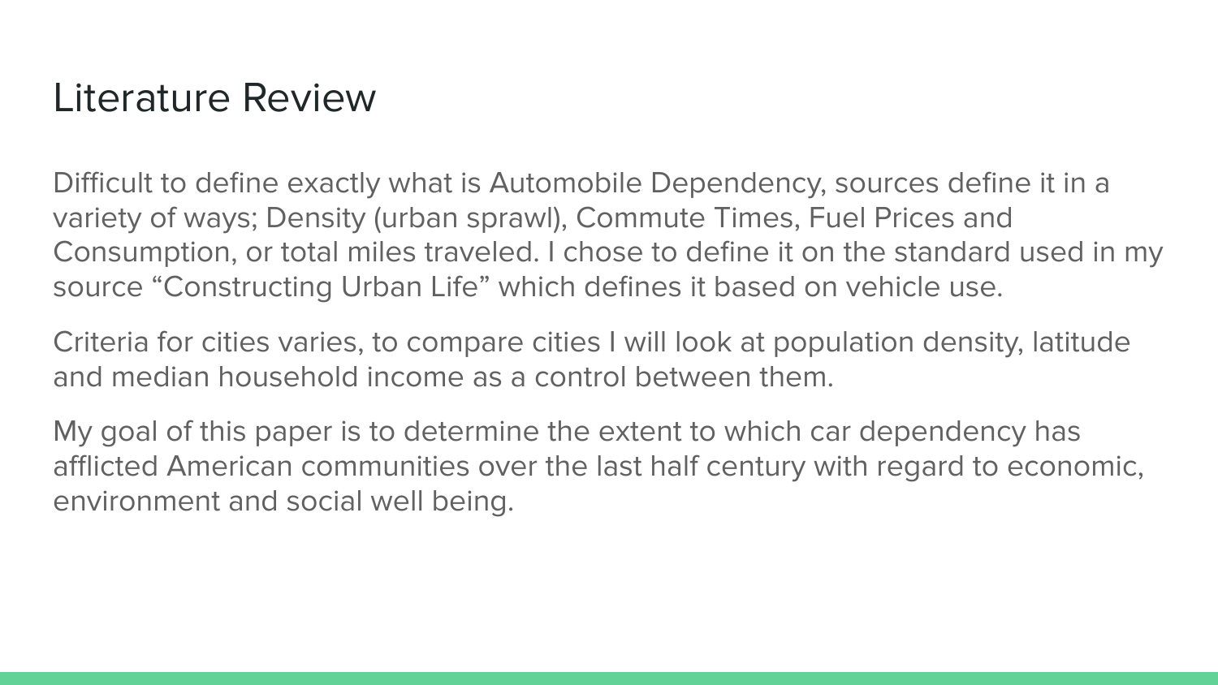# Literature Review

Difficult to define exactly what is Automobile Dependency, sources define it in a variety of ways; Density (urban sprawl), Commute Times, Fuel Prices and Consumption, or total miles traveled. I chose to define it on the standard used in my source “Constructing Urban Life” which defines it based on vehicle use.

Criteria for cities varies, to compare cities I will look at population density, latitude and median household income as a control between them.

My goal of this paper is to determine the extent to which car dependency has afflicted American communities over the last half century with regard to economic, environment and social well being.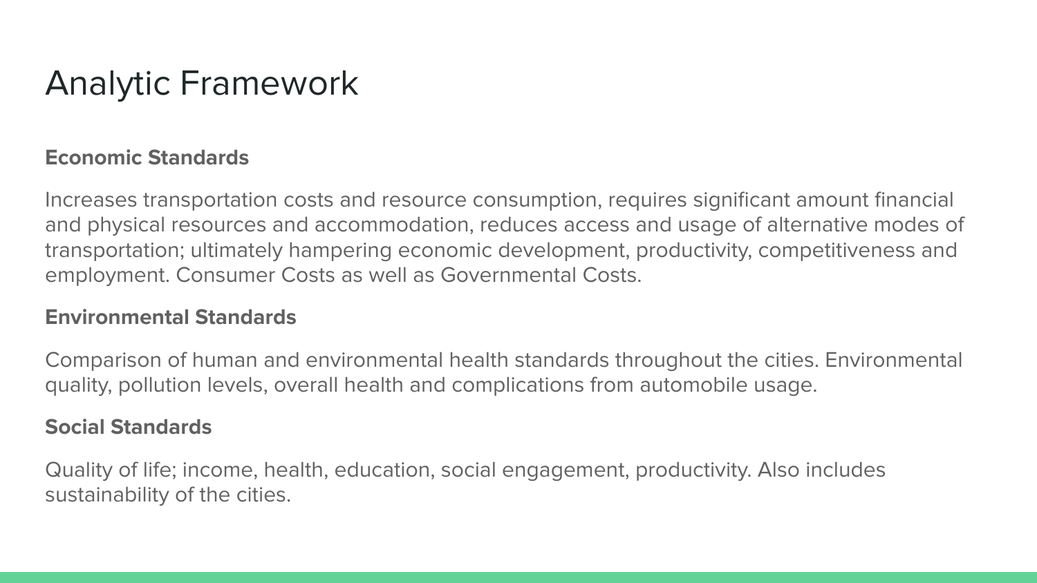# Analytic Framework

**Economic Standards**

Increases transportation costs and resource consumption, requires significant amount financial and physical resources and accommodation, reduces access and usage of alternative modes of transportation; ultimately hampering economic development, productivity, competitiveness and employment. Consumer Costs as well as Governmental Costs.

**Environmental Standards**

Comparison of human and environmental health standards throughout the cities. Environmental quality, pollution levels, overall health and complications from automobile usage.

**Social Standards**

Quality of life; income, health, education, social engagement, productivity. Also includes sustainability of the cities.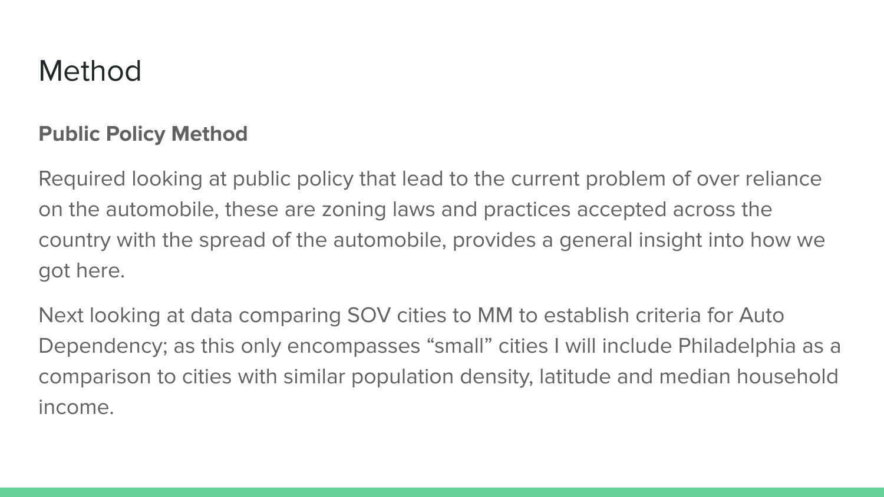# Method

### Public Policy Method

Required looking at public policy that lead to the current problem of over reliance on the automobile, these are zoning laws and practices accepted across the country with the spread of the automobile, provides a general insight into how we got here.

Next looking at data comparing SOV cities to MM to establish criteria for Auto Dependency; as this only encompasses “small” cities I will include Philadelphia as a comparison to cities with similar population density, latitude and median household income.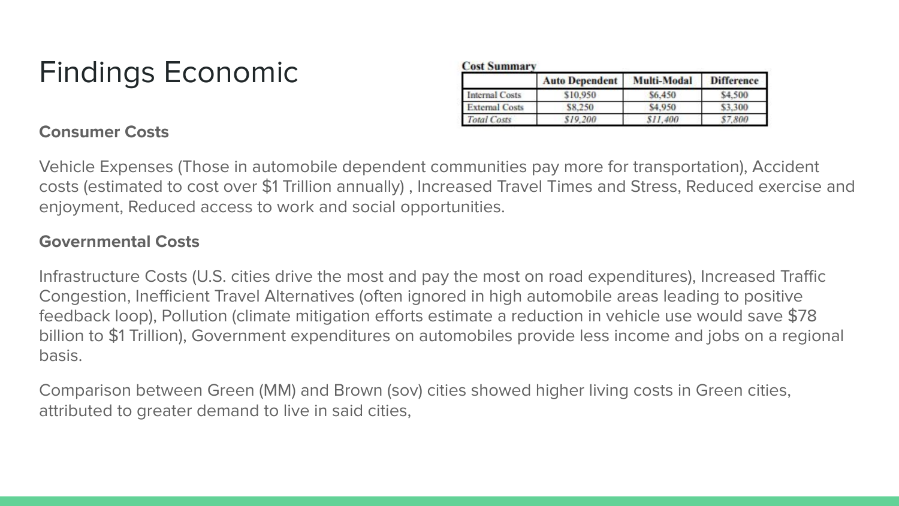# Findings Economic

**Cost Summary**

| | Auto Dependent | Multi-Modal | Difference |
|---|---|---|---|
| Internal Costs | $10,950 | $6,450 | $4,500 |
| External Costs | $8,250 | $4,950 | $3,300 |
| *Total Costs* | *$19,200* | *$11,400* | *$7,800* |

### Consumer Costs

Vehicle Expenses (Those in automobile dependent communities pay more for transportation), Accident costs (estimated to cost over $1 Trillion annually) , Increased Travel Times and Stress, Reduced exercise and enjoyment, Reduced access to work and social opportunities.

### Governmental Costs

Infrastructure Costs (U.S. cities drive the most and pay the most on road expenditures), Increased Traffic Congestion, Inefficient Travel Alternatives (often ignored in high automobile areas leading to positive feedback loop), Pollution (climate mitigation efforts estimate a reduction in vehicle use would save $78 billion to $1 Trillion), Government expenditures on automobiles provide less income and jobs on a regional basis.

Comparison between Green (MM) and Brown (sov) cities showed higher living costs in Green cities, attributed to greater demand to live in said cities,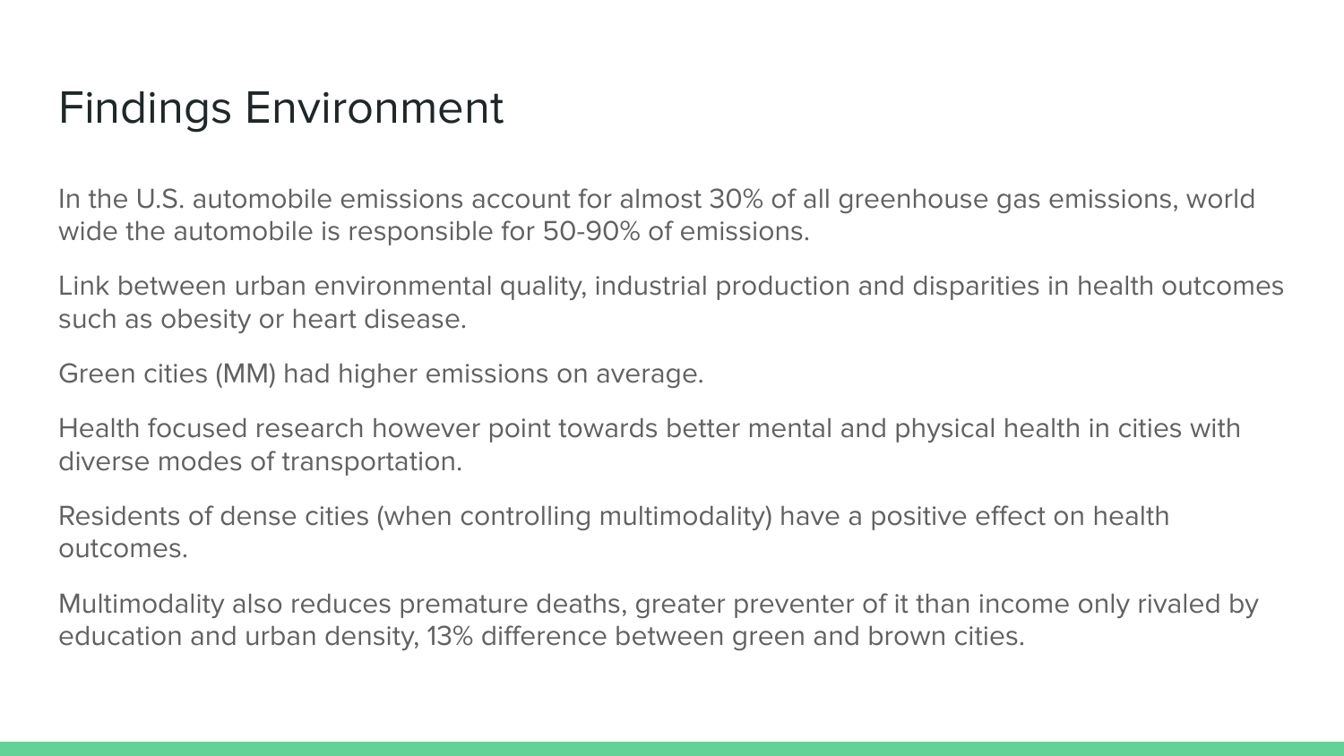# Findings Environment

In the U.S. automobile emissions account for almost 30% of all greenhouse gas emissions, world wide the automobile is responsible for 50-90% of emissions.

Link between urban environmental quality, industrial production and disparities in health outcomes such as obesity or heart disease.

Green cities (MM) had higher emissions on average.

Health focused research however point towards better mental and physical health in cities with diverse modes of transportation.

Residents of dense cities (when controlling multimodality) have a positive effect on health outcomes.

Multimodality also reduces premature deaths, greater preventer of it than income only rivaled by education and urban density, 13% difference between green and brown cities.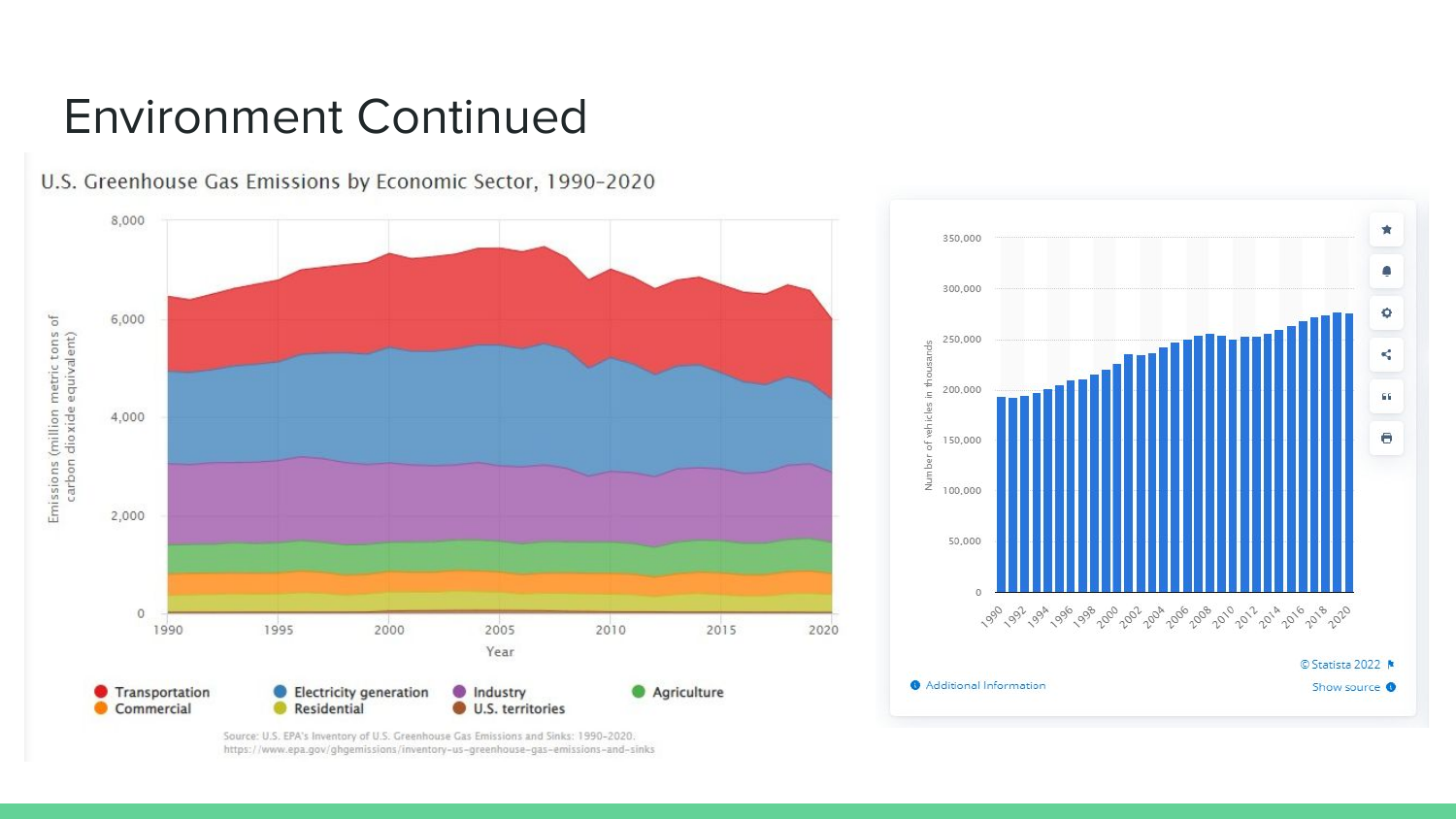# Environment Continued

U.S. Greenhouse Gas Emissions by Economic Sector, 1990-2020

Emissions (million metric tons of carbon dioxide equivalent)

8,000
6,000
4,000
2,000
0

1990 1995 2000 2005 2010 2015 2020

Year

Transportation
Commercial
Electricity generation
Residential
Industry
U.S. territories
Agriculture

Source: U.S. EPA's Inventory of U.S. Greenhouse Gas Emissions and Sinks: 1990-2020. https://www.epa.gov/ghgemissions/inventory-us-greenhouse-gas-emissions-and-sinks

Number of vehicles in thousands

350,000
300,000
250,000
200,000
150,000
100,000
50,000
0

1990 1992 1994 1996 1998 2000 2002 2004 2006 2008 2010 2012 2014 2016 2018 2020

© Statista 2022

Additional Information

Show source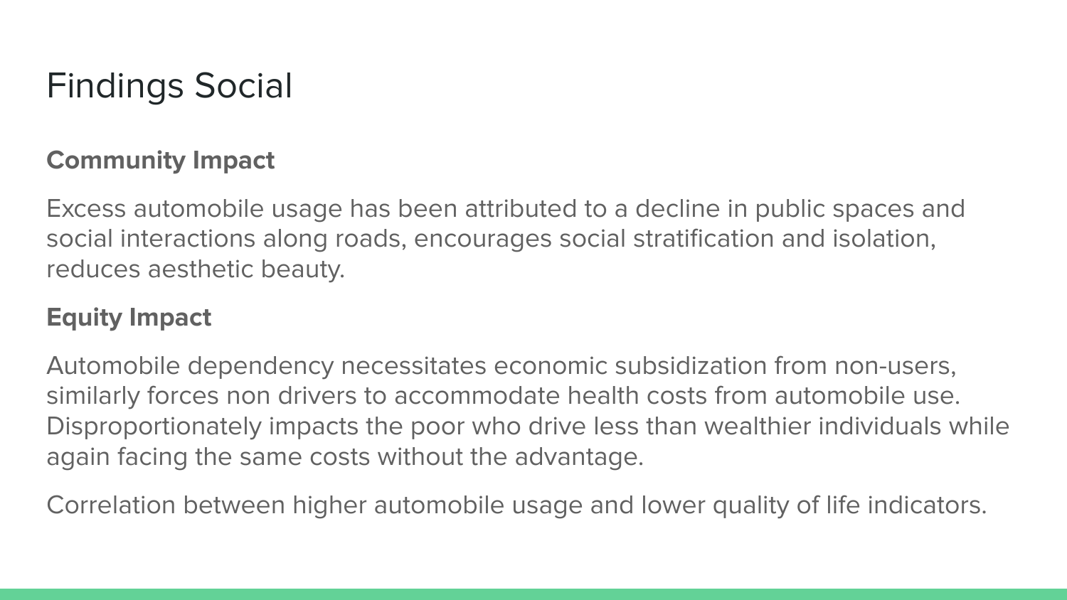# Findings Social

**Community Impact**

Excess automobile usage has been attributed to a decline in public spaces and social interactions along roads, encourages social stratification and isolation, reduces aesthetic beauty.

**Equity Impact**

Automobile dependency necessitates economic subsidization from non-users, similarly forces non drivers to accommodate health costs from automobile use. Disproportionately impacts the poor who drive less than wealthier individuals while again facing the same costs without the advantage.

Correlation between higher automobile usage and lower quality of life indicators.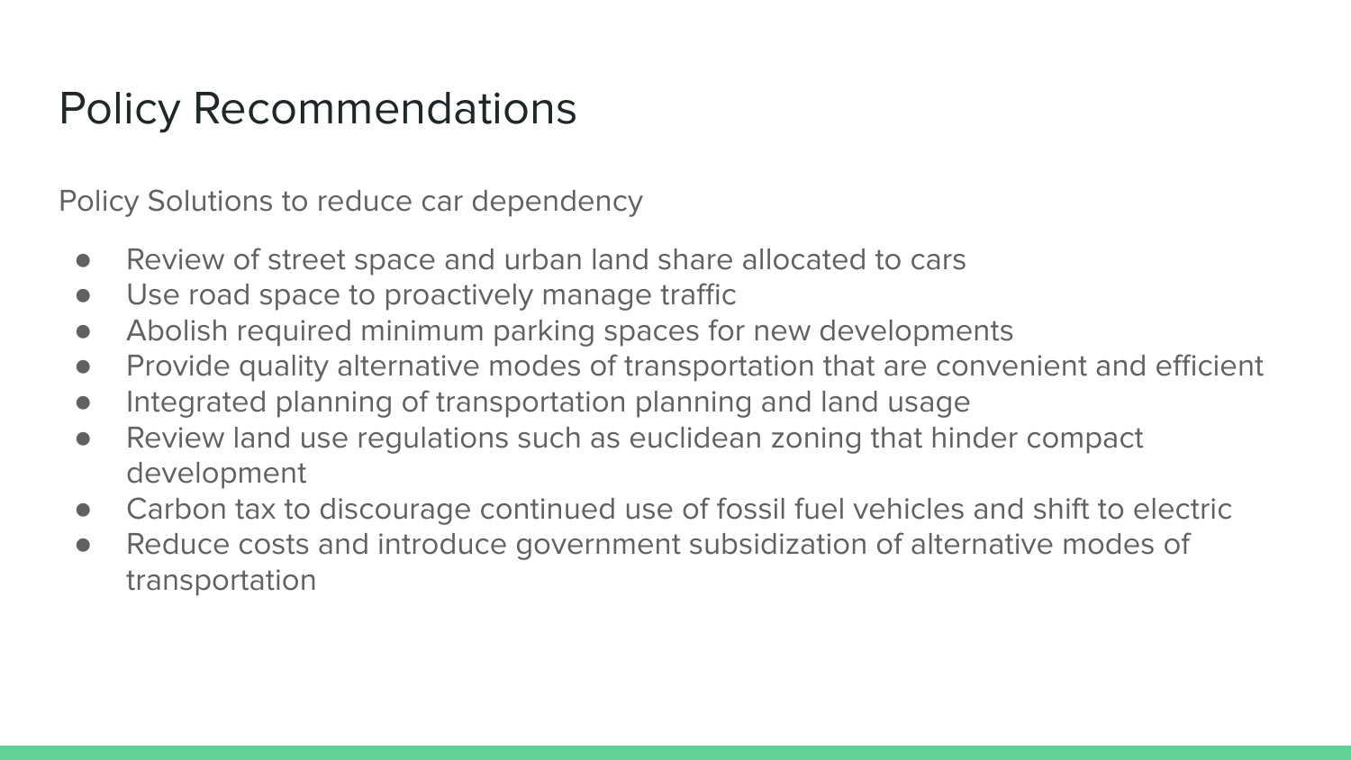# Policy Recommendations

Policy Solutions to reduce car dependency

- Review of street space and urban land share allocated to cars
- Use road space to proactively manage traffic
- Abolish required minimum parking spaces for new developments
- Provide quality alternative modes of transportation that are convenient and efficient
- Integrated planning of transportation planning and land usage
- Review land use regulations such as euclidean zoning that hinder compact development
- Carbon tax to discourage continued use of fossil fuel vehicles and shift to electric
- Reduce costs and introduce government subsidization of alternative modes of transportation